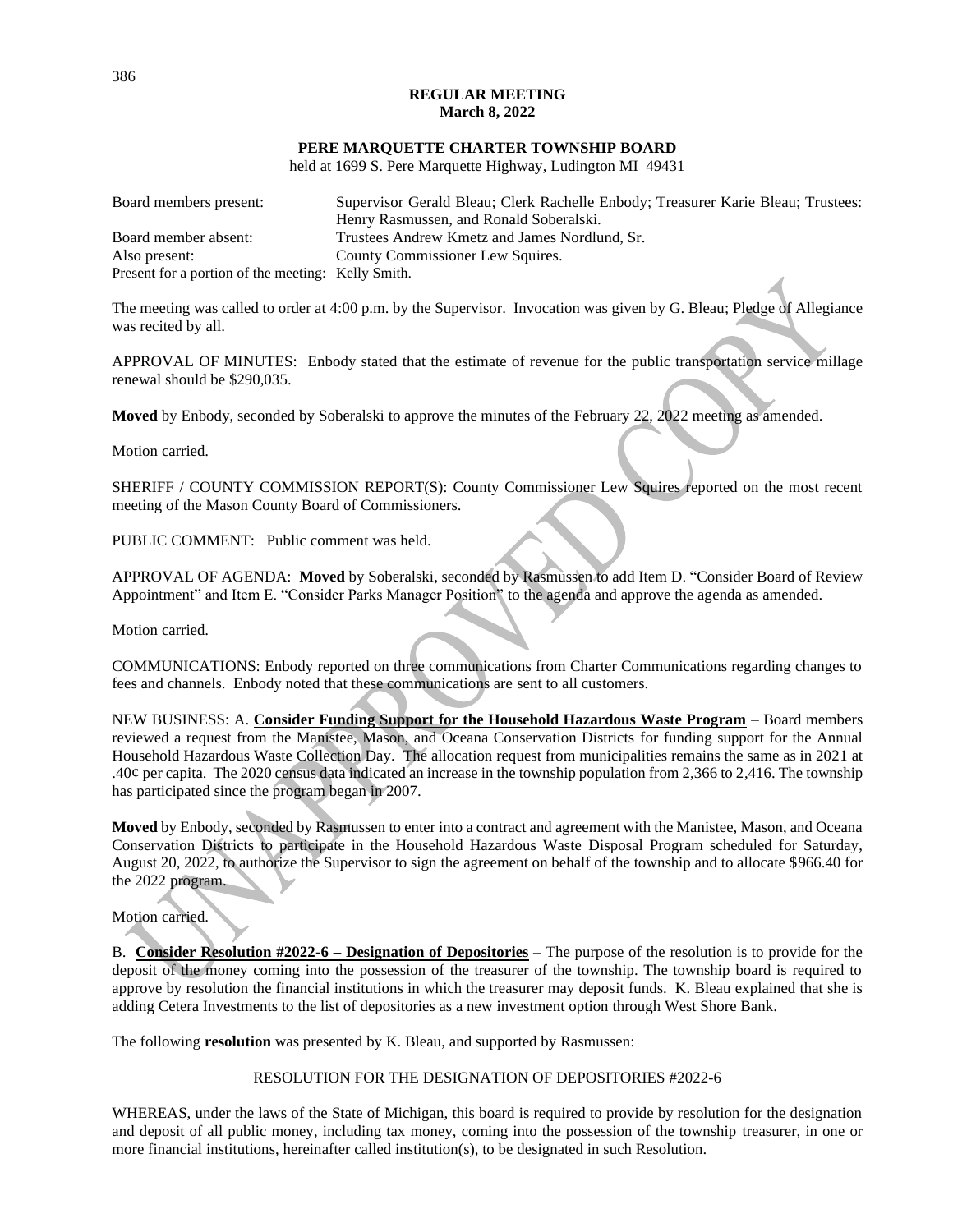**REGULAR MEETING**
**March 8, 2022**

**PERE MARQUETTE CHARTER TOWNSHIP BOARD**
held at 1699 S. Pere Marquette Highway, Ludington MI 49431

| | |
|---|---|
| Board members present: | Supervisor Gerald Bleau; Clerk Rachelle Enbody; Treasurer Karie Bleau; Trustees: Henry Rasmussen, and Ronald Soberalski. |
| Board member absent: | Trustees Andrew Kmetz and James Nordlund, Sr. |
| Also present: | County Commissioner Lew Squires. |
| Present for a portion of the meeting: | Kelly Smith. |

The meeting was called to order at 4:00 p.m. by the Supervisor. Invocation was given by G. Bleau; Pledge of Allegiance was recited by all.

APPROVAL OF MINUTES: Enbody stated that the estimate of revenue for the public transportation service millage renewal should be $290,035.

**Moved** by Enbody, seconded by Soberalski to approve the minutes of the February 22, 2022 meeting as amended.

Motion carried.

SHERIFF / COUNTY COMMISSION REPORT(S): County Commissioner Lew Squires reported on the most recent meeting of the Mason County Board of Commissioners.

PUBLIC COMMENT: Public comment was held.

APPROVAL OF AGENDA: **Moved** by Soberalski, seconded by Rasmussen to add Item D. "Consider Board of Review Appointment" and Item E. "Consider Parks Manager Position" to the agenda and approve the agenda as amended.

Motion carried.

COMMUNICATIONS: Enbody reported on three communications from Charter Communications regarding changes to fees and channels. Enbody noted that these communications are sent to all customers.

NEW BUSINESS: A. **Consider Funding Support for the Household Hazardous Waste Program** – Board members reviewed a request from the Manistee, Mason, and Oceana Conservation Districts for funding support for the Annual Household Hazardous Waste Collection Day. The allocation request from municipalities remains the same as in 2021 at .40¢ per capita. The 2020 census data indicated an increase in the township population from 2,366 to 2,416. The township has participated since the program began in 2007.

**Moved** by Enbody, seconded by Rasmussen to enter into a contract and agreement with the Manistee, Mason, and Oceana Conservation Districts to participate in the Household Hazardous Waste Disposal Program scheduled for Saturday, August 20, 2022, to authorize the Supervisor to sign the agreement on behalf of the township and to allocate $966.40 for the 2022 program.

Motion carried.

B. **Consider Resolution #2022-6 – Designation of Depositories** – The purpose of the resolution is to provide for the deposit of the money coming into the possession of the treasurer of the township. The township board is required to approve by resolution the financial institutions in which the treasurer may deposit funds. K. Bleau explained that she is adding Cetera Investments to the list of depositories as a new investment option through West Shore Bank.

The following **resolution** was presented by K. Bleau, and supported by Rasmussen:

RESOLUTION FOR THE DESIGNATION OF DEPOSITORIES #2022-6

WHEREAS, under the laws of the State of Michigan, this board is required to provide by resolution for the designation and deposit of all public money, including tax money, coming into the possession of the township treasurer, in one or more financial institutions, hereinafter called institution(s), to be designated in such Resolution.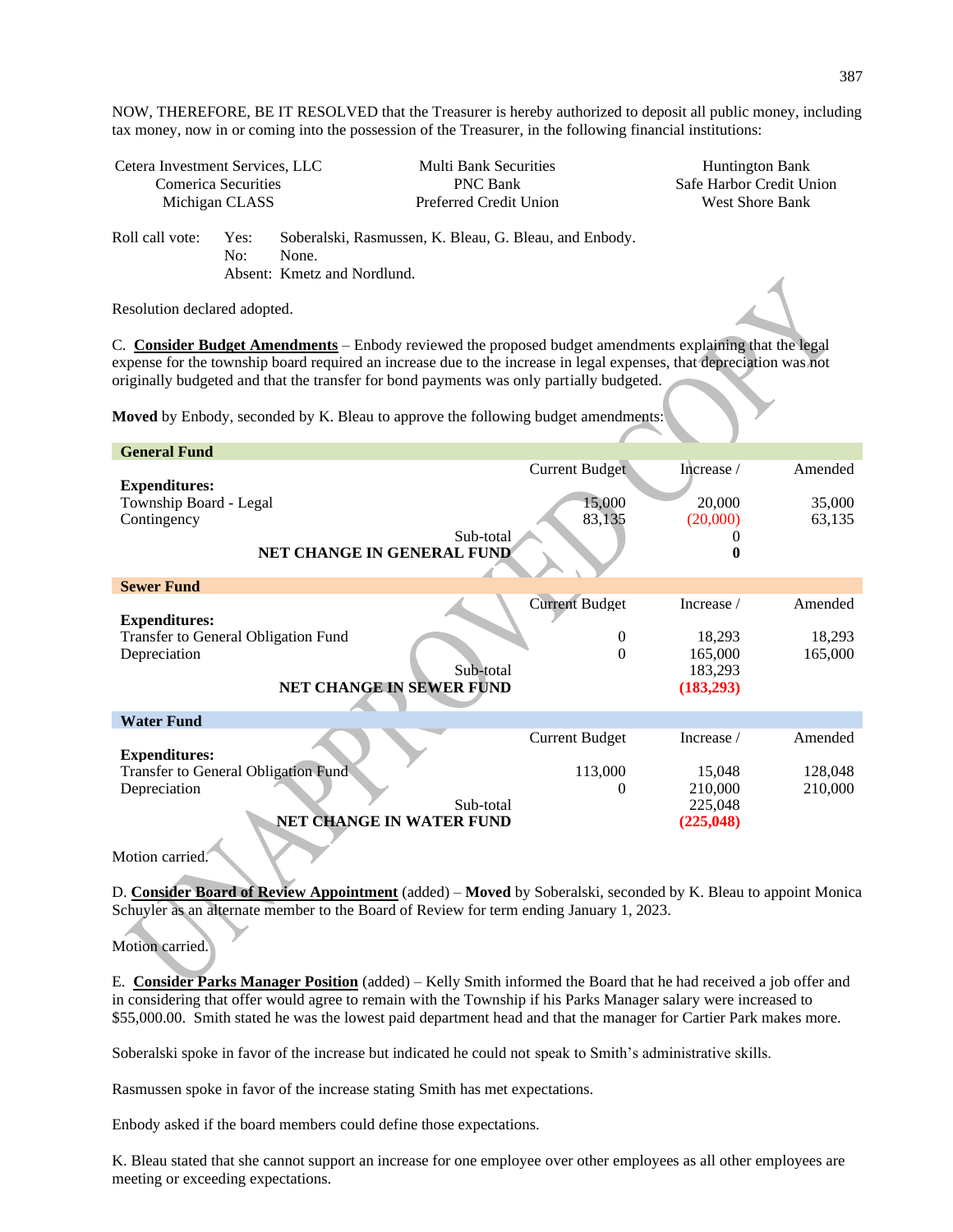NOW, THEREFORE, BE IT RESOLVED that the Treasurer is hereby authorized to deposit all public money, including tax money, now in or coming into the possession of the Treasurer, in the following financial institutions:

| | | |
|---|---|---|
| Cetera Investment Services, LLC | Multi Bank Securities | Huntington Bank |
| Comerica Securities | PNC Bank | Safe Harbor Credit Union |
| Michigan CLASS | Preferred Credit Union | West Shore Bank |

Roll call vote: Yes: Soberalski, Rasmussen, K. Bleau, G. Bleau, and Enbody.
No: None.
Absent: Kmetz and Nordlund.

Resolution declared adopted.

C. **Consider Budget Amendments** – Enbody reviewed the proposed budget amendments explaining that the legal expense for the township board required an increase due to the increase in legal expenses, that depreciation was not originally budgeted and that the transfer for bond payments was only partially budgeted.

**Moved** by Enbody, seconded by K. Bleau to approve the following budget amendments:

| **General Fund** | | | |
|---|---|---|---|
| | Current Budget | Increase / | Amended |
| **Expenditures:** | | | |
| Township Board - Legal | 15,000 | 20,000 | 35,000 |
| Contingency | 83,135 | (20,000) | 63,135 |
| Sub-total | | 0 | |
| **NET CHANGE IN GENERAL FUND** | | **0** | |

| **Sewer Fund** | | | |
|---|---|---|---|
| | Current Budget | Increase / | Amended |
| **Expenditures:** | | | |
| Transfer to General Obligation Fund | 0 | 18,293 | 18,293 |
| Depreciation | 0 | 165,000 | 165,000 |
| Sub-total | | 183,293 | |
| **NET CHANGE IN SEWER FUND** | | **(183,293)** | |

| **Water Fund** | | | |
|---|---|---|---|
| | Current Budget | Increase / | Amended |
| **Expenditures:** | | | |
| Transfer to General Obligation Fund | 113,000 | 15,048 | 128,048 |
| Depreciation | 0 | 210,000 | 210,000 |
| Sub-total | | 225,048 | |
| **NET CHANGE IN WATER FUND** | | **(225,048)** | |

Motion carried.

D. **Consider Board of Review Appointment** (added) – **Moved** by Soberalski, seconded by K. Bleau to appoint Monica Schuyler as an alternate member to the Board of Review for term ending January 1, 2023.

Motion carried.

E. **Consider Parks Manager Position** (added) – Kelly Smith informed the Board that he had received a job offer and in considering that offer would agree to remain with the Township if his Parks Manager salary were increased to $55,000.00. Smith stated he was the lowest paid department head and that the manager for Cartier Park makes more.

Soberalski spoke in favor of the increase but indicated he could not speak to Smith's administrative skills.

Rasmussen spoke in favor of the increase stating Smith has met expectations.

Enbody asked if the board members could define those expectations.

K. Bleau stated that she cannot support an increase for one employee over other employees as all other employees are meeting or exceeding expectations.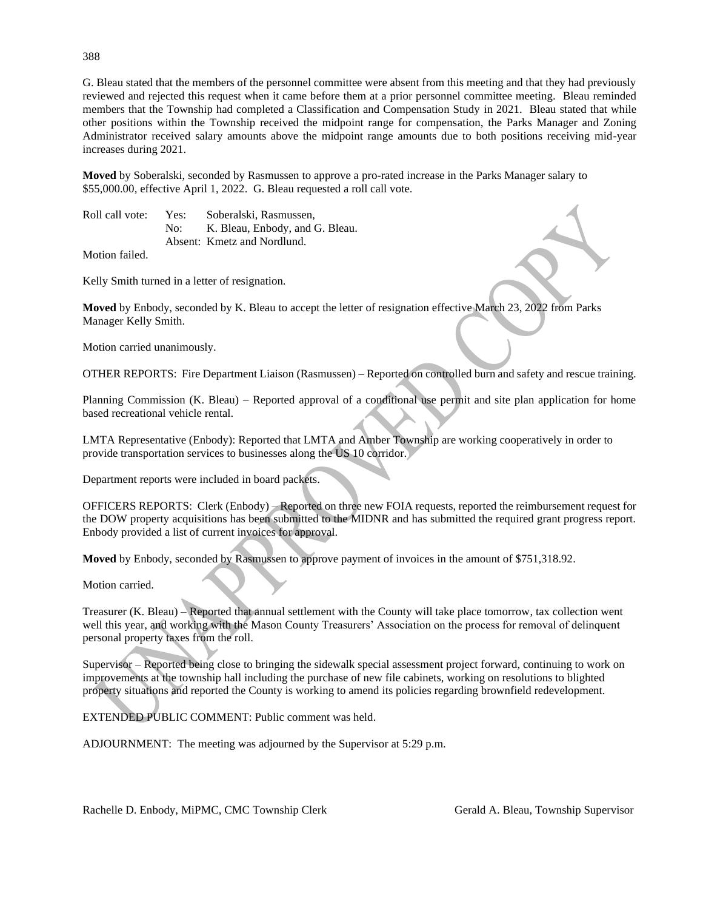G. Bleau stated that the members of the personnel committee were absent from this meeting and that they had previously reviewed and rejected this request when it came before them at a prior personnel committee meeting. Bleau reminded members that the Township had completed a Classification and Compensation Study in 2021. Bleau stated that while other positions within the Township received the midpoint range for compensation, the Parks Manager and Zoning Administrator received salary amounts above the midpoint range amounts due to both positions receiving mid-year increases during 2021.

**Moved** by Soberalski, seconded by Rasmussen to approve a pro-rated increase in the Parks Manager salary to $55,000.00, effective April 1, 2022. G. Bleau requested a roll call vote.

Roll call vote: Yes: Soberalski, Rasmussen,
No: K. Bleau, Enbody, and G. Bleau.
Absent: Kmetz and Nordlund.

Motion failed.

Kelly Smith turned in a letter of resignation.

**Moved** by Enbody, seconded by K. Bleau to accept the letter of resignation effective March 23, 2022 from Parks Manager Kelly Smith.

Motion carried unanimously.

OTHER REPORTS: Fire Department Liaison (Rasmussen) – Reported on controlled burn and safety and rescue training.

Planning Commission (K. Bleau) – Reported approval of a conditional use permit and site plan application for home based recreational vehicle rental.

LMTA Representative (Enbody): Reported that LMTA and Amber Township are working cooperatively in order to provide transportation services to businesses along the US 10 corridor.

Department reports were included in board packets.

OFFICERS REPORTS: Clerk (Enbody) – Reported on three new FOIA requests, reported the reimbursement request for the DOW property acquisitions has been submitted to the MIDNR and has submitted the required grant progress report. Enbody provided a list of current invoices for approval.

**Moved** by Enbody, seconded by Rasmussen to approve payment of invoices in the amount of $751,318.92.

Motion carried.

Treasurer (K. Bleau) – Reported that annual settlement with the County will take place tomorrow, tax collection went well this year, and working with the Mason County Treasurers' Association on the process for removal of delinquent personal property taxes from the roll.

Supervisor – Reported being close to bringing the sidewalk special assessment project forward, continuing to work on improvements at the township hall including the purchase of new file cabinets, working on resolutions to blighted property situations and reported the County is working to amend its policies regarding brownfield redevelopment.

EXTENDED PUBLIC COMMENT: Public comment was held.

ADJOURNMENT: The meeting was adjourned by the Supervisor at 5:29 p.m.

Rachelle D. Enbody, MiPMC, CMC Township Clerk

Gerald A. Bleau, Township Supervisor